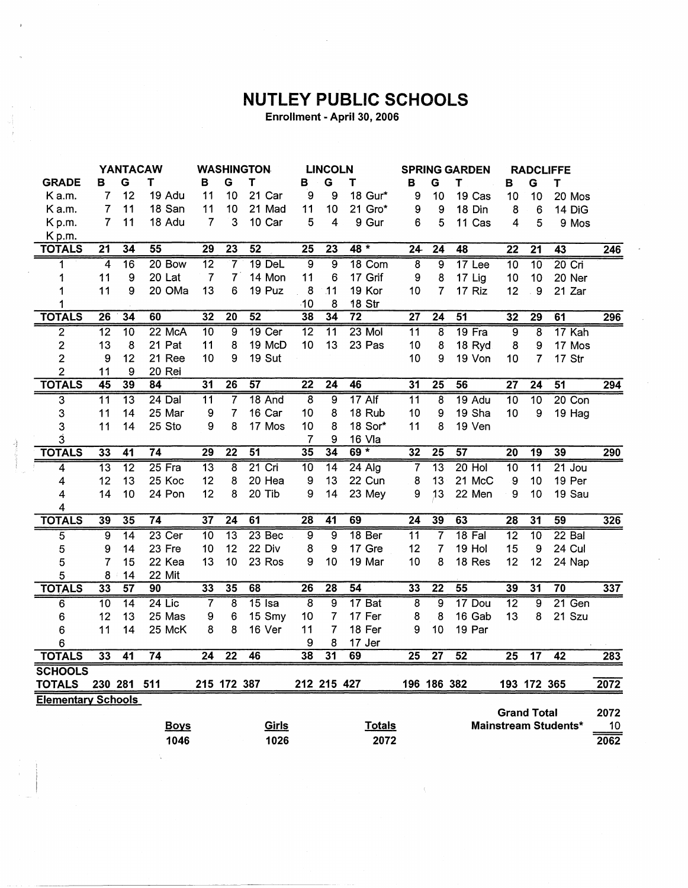# NUTLEY PUBLIC SCHOOLS

Enrollment - April 30, 2006

| | YANTACAW | | | WASHINGTON | | | LINCOLN | | | SPRING GARDEN | | | RADCLIFFE | | | |
|---|---|---|---|---|---|---|---|---|---|---|---|---|---|---|---|---|
| GRADE | B | G | T | B | G | T | B | G | T | B | G | T | B | G | T | |
| K a.m. | 7 | 12 | 19 Adu | 11 | 10 | 21 Car | 9 | 9 | 18 Gur* | 9 | 10 | 19 Cas | 10 | 10 | 20 Mos | |
| K a.m. | 7 | 11 | 18 San | 11 | 10 | 21 Mad | 11 | 10 | 21 Gro* | 9 | 9 | 18 Din | 8 | 6 | 14 DiG | |
| K p.m. | 7 | 11 | 18 Adu | 7 | 3 | 10 Car | 5 | 4 | 9 Gur | 6 | 5 | 11 Cas | 4 | 5 | 9 Mos | |
| K p.m. | | | | | | | | | | | | | | | | |
| TOTALS | 21 | 34 | 55 | 29 | 23 | 52 | 25 | 23 | 48 * | 24 | 24 | 48 | 22 | 21 | 43 | 246 |
| 1 | 4 | 16 | 20 Bow | 12 | 7 | 19 DeL | 9 | 9 | 18 Com | 8 | 9 | 17 Lee | 10 | 10 | 20 Cri | |
| 1 | 11 | 9 | 20 Lat | 7 | 7 | 14 Mon | 11 | 6 | 17 Grif | 9 | 8 | 17 Lig | 10 | 10 | 20 Ner | |
| 1 | 11 | 9 | 20 OMa | 13 | 6 | 19 Puz | 8 | 11 | 19 Kor | 10 | 7 | 17 Riz | 12 | 9 | 21 Zar | |
| 1 | | | | | | | 10 | 8 | 18 Str | | | | | | | |
| TOTALS | 26 | 34 | 60 | 32 | 20 | 52 | 38 | 34 | 72 | 27 | 24 | 51 | 32 | 29 | 61 | 296 |
| 2 | 12 | 10 | 22 McA | 10 | 9 | 19 Cer | 12 | 11 | 23 Mol | 11 | 8 | 19 Fra | 9 | 8 | 17 Kah | |
| 2 | 13 | 8 | 21 Pat | 11 | 8 | 19 McD | 10 | 13 | 23 Pas | 10 | 8 | 18 Ryd | 8 | 9 | 17 Mos | |
| 2 | 9 | 12 | 21 Ree | 10 | 9 | 19 Sut | | | | 10 | 9 | 19 Von | 10 | 7 | 17 Str | |
| 2 | 11 | 9 | 20 Rei | | | | | | | | | | | | | |
| TOTALS | 45 | 39 | 84 | 31 | 26 | 57 | 22 | 24 | 46 | 31 | 25 | 56 | 27 | 24 | 51 | 294 |
| 3 | 11 | 13 | 24 Dal | 11 | 7 | 18 And | 8 | 9 | 17 Alf | 11 | 8 | 19 Adu | 10 | 10 | 20 Con | |
| 3 | 11 | 14 | 25 Mar | 9 | 7 | 16 Car | 10 | 8 | 18 Rub | 10 | 9 | 19 Sha | 10 | 9 | 19 Hag | |
| 3 | 11 | 14 | 25 Sto | 9 | 8 | 17 Mos | 10 | 8 | 18 Sor* | 11 | 8 | 19 Ven | | | | |
| 3 | | | | | | | 7 | 9 | 16 Vla | | | | | | | |
| TOTALS | 33 | 41 | 74 | 29 | 22 | 51 | 35 | 34 | 69 * | 32 | 25 | 57 | 20 | 19 | 39 | 290 |
| 4 | 13 | 12 | 25 Fra | 13 | 8 | 21 Cri | 10 | 14 | 24 Alg | 7 | 13 | 20 Hol | 10 | 11 | 21 Jou | |
| 4 | 12 | 13 | 25 Koc | 12 | 8 | 20 Hea | 9 | 13 | 22 Cun | 8 | 13 | 21 McC | 9 | 10 | 19 Per | |
| 4 | 14 | 10 | 24 Pon | 12 | 8 | 20 Tib | 9 | 14 | 23 Mey | 9 | 13 | 22 Men | 9 | 10 | 19 Sau | |
| 4 | | | | | | | | | | | | | | | | |
| TOTALS | 39 | 35 | 74 | 37 | 24 | 61 | 28 | 41 | 69 | 24 | 39 | 63 | 28 | 31 | 59 | 326 |
| 5 | 9 | 14 | 23 Cer | 10 | 13 | 23 Bec | 9 | 9 | 18 Ber | 11 | 7 | 18 Fal | 12 | 10 | 22 Bal | |
| 5 | 9 | 14 | 23 Fre | 10 | 12 | 22 Div | 8 | 9 | 17 Gre | 12 | 7 | 19 Hol | 15 | 9 | 24 Cul | |
| 5 | 7 | 15 | 22 Kea | 13 | 10 | 23 Ros | 9 | 10 | 19 Mar | 10 | 8 | 18 Res | 12 | 12 | 24 Nap | |
| 5 | 8 | 14 | 22 Mit | | | | | | | | | | | | | |
| TOTALS | 33 | 57 | 90 | 33 | 35 | 68 | 26 | 28 | 54 | 33 | 22 | 55 | 39 | 31 | 70 | 337 |
| 6 | 10 | 14 | 24 Lic | 7 | 8 | 15 Isa | 8 | 9 | 17 Bat | 8 | 9 | 17 Dou | 12 | 9 | 21 Gen | |
| 6 | 12 | 13 | 25 Mas | 9 | 6 | 15 Smy | 10 | 7 | 17 Fer | 8 | 8 | 16 Gab | 13 | 8 | 21 Szu | |
| 6 | 11 | 14 | 25 McK | 8 | 8 | 16 Ver | 11 | 7 | 18 Fer | 9 | 10 | 19 Par | | | | |
| 6 | | | | | | | 9 | 8 | 17 Jer | | | | | | | |
| TOTALS | 33 | 41 | 74 | 24 | 22 | 46 | 38 | 31 | 69 | 25 | 27 | 52 | 25 | 17 | 42 | 283 |
| SCHOOLS TOTALS | 230 | 281 | 511 | 215 | 172 | 387 | 212 | 215 | 427 | 196 | 186 | 382 | 193 | 172 | 365 | 2072 |

**Elementary Schools**

| Boys | Girls | Totals |
|---|---|---|
| 1046 | 1026 | 2072 |

| | |
|---|---|
| Grand Total | 2072 |
| Mainstream Students* | 10 |
| | 2062 |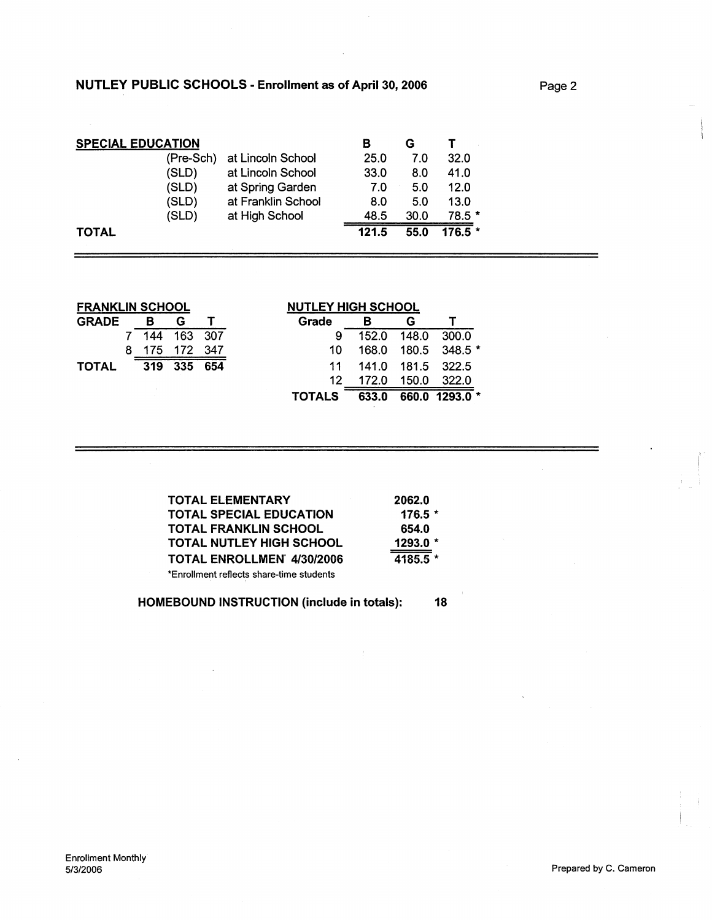## NUTLEY PUBLIC SCHOOLS - Enrollment as of April 30, 2006

| SPECIAL EDUCATION | | | B | G | T |
|---|---|---|---|---|---|
| | (Pre-Sch) | at Lincoln School | 25.0 | 7.0 | 32.0 |
| | (SLD) | at Lincoln School | 33.0 | 8.0 | 41.0 |
| | (SLD) | at Spring Garden | 7.0 | 5.0 | 12.0 |
| | (SLD) | at Franklin School | 8.0 | 5.0 | 13.0 |
| | (SLD) | at High School | 48.5 | 30.0 | 78.5 * |
| **TOTAL** | | | **121.5** | **55.0** | **176.5 *** |

**FRANKLIN SCHOOL**

| GRADE | B | G | T |
|---|---|---|---|
| 7 | 144 | 163 | 307 |
| 8 | 175 | 172 | 347 |
| **TOTAL** | **319** | **335** | **654** |

**NUTLEY HIGH SCHOOL**

| Grade | B | G | T |
|---|---|---|---|
| 9 | 152.0 | 148.0 | 300.0 |
| 10 | 168.0 | 180.5 | 348.5 * |
| 11 | 141.0 | 181.5 | 322.5 |
| 12 | 172.0 | 150.0 | 322.0 |
| **TOTALS** | **633.0** | **660.0** | **1293.0 *** |

| | |
|---|---|
| **TOTAL ELEMENTARY** | **2062.0** |
| **TOTAL SPECIAL EDUCATION** | **176.5 *** |
| **TOTAL FRANKLIN SCHOOL** | **654.0** |
| **TOTAL NUTLEY HIGH SCHOOL** | **1293.0 *** |
| **TOTAL ENROLLMEN' 4/30/2006** | **4185.5 *** |

*Enrollment reflects share-time students

**HOMEBOUND INSTRUCTION (include in totals): 18**

Enrollment Monthly
5/3/2006

Prepared by C. Cameron